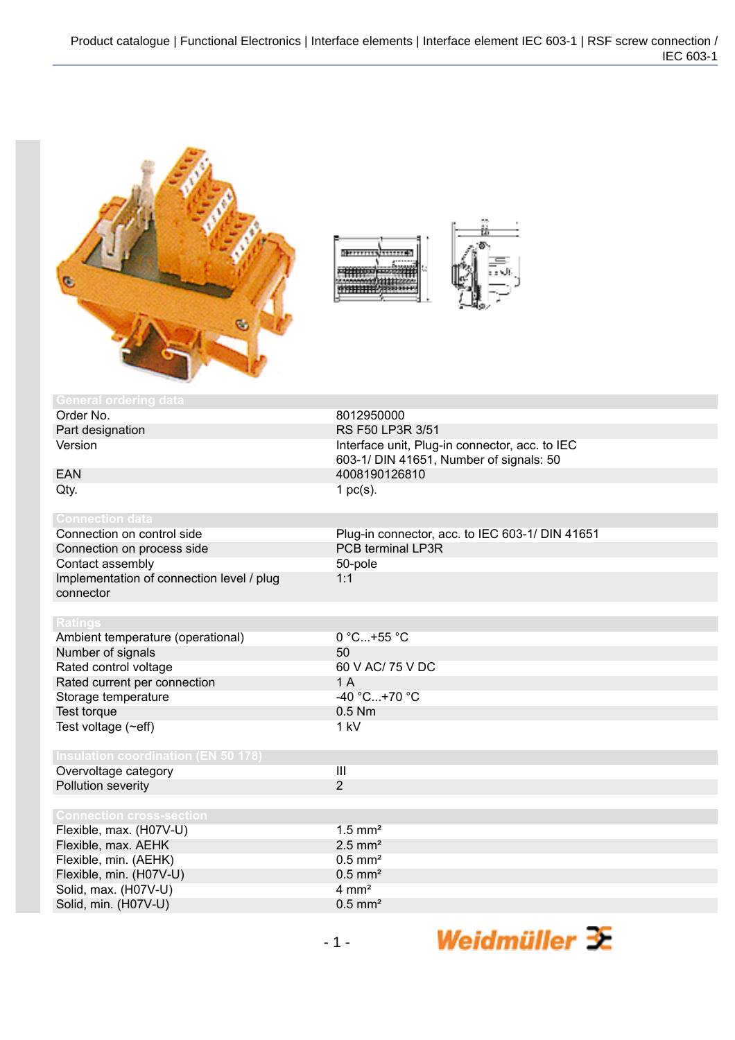## General ordering data

| | |
|---|---|
| Order No. | 8012950000 |
| Part designation | RS F50 LP3R 3/51 |
| Version | Interface unit, Plug-in connector, acc. to IEC 603-1/ DIN 41651, Number of signals: 50 |
| EAN | 4008190126810 |
| Qty. | 1 pc(s). |

## Connection data

| | |
|---|---|
| Connection on control side | Plug-in connector, acc. to IEC 603-1/ DIN 41651 |
| Connection on process side | PCB terminal LP3R |
| Contact assembly | 50-pole |
| Implementation of connection level / plug connector | 1:1 |

## Ratings

| | |
|---|---|
| Ambient temperature (operational) | 0 °C...+55 °C |
| Number of signals | 50 |
| Rated control voltage | 60 V AC/ 75 V DC |
| Rated current per connection | 1 A |
| Storage temperature | -40 °C...+70 °C |
| Test torque | 0.5 Nm |
| Test voltage (~eff) | 1 kV |

## Insulation coordination (EN 50 178)

| | |
|---|---|
| Overvoltage category | III |
| Pollution severity | 2 |

## Connection cross-section

| | |
|---|---|
| Flexible, max. (H07V-U) | 1.5 mm² |
| Flexible, max. AEHK | 2.5 mm² |
| Flexible, min. (AEHK) | 0.5 mm² |
| Flexible, min. (H07V-U) | 0.5 mm² |
| Solid, max. (H07V-U) | 4 mm² |
| Solid, min. (H07V-U) | 0.5 mm² |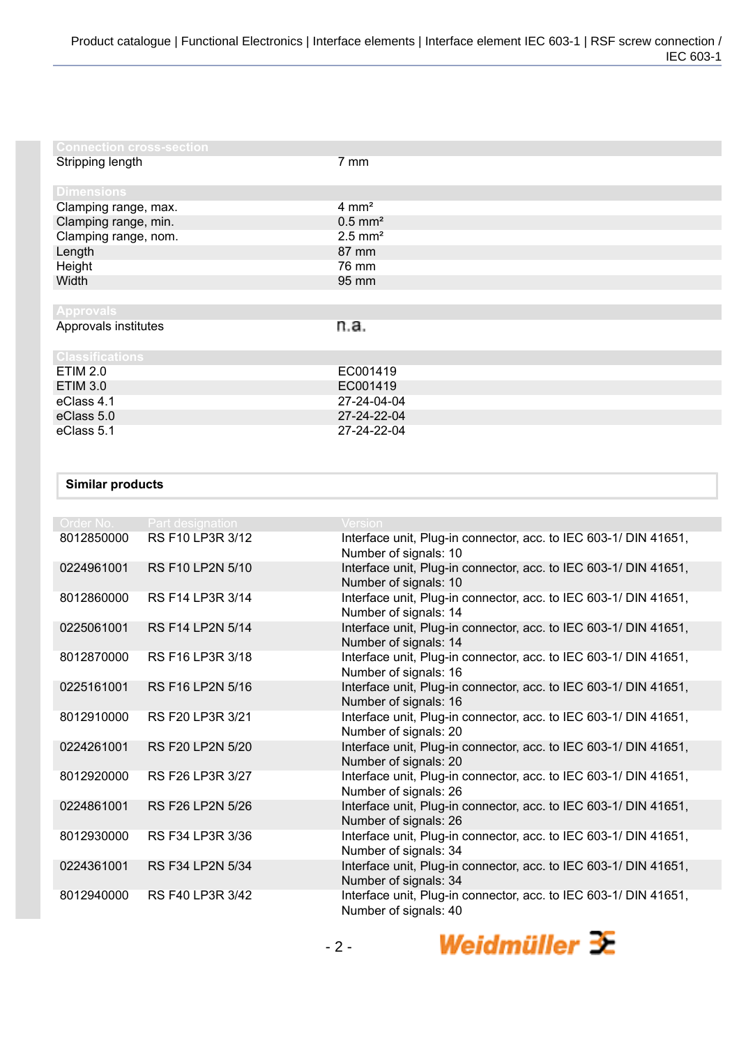| Connection cross-section | |
|---|---|
| Stripping length | 7 mm |

| Dimensions | |
|---|---|
| Clamping range, max. | 4 mm² |
| Clamping range, min. | 0.5 mm² |
| Clamping range, nom. | 2.5 mm² |
| Length | 87 mm |
| Height | 76 mm |
| Width | 95 mm |

| Approvals | |
|---|---|
| Approvals institutes | n.a. |

| Classifications | |
|---|---|
| ETIM 2.0 | EC001419 |
| ETIM 3.0 | EC001419 |
| eClass 4.1 | 27-24-04-04 |
| eClass 5.0 | 27-24-22-04 |
| eClass 5.1 | 27-24-22-04 |

**Similar products**

| Order No. | Part designation | Version |
|---|---|---|
| 8012850000 | RS F10 LP3R 3/12 | Interface unit, Plug-in connector, acc. to IEC 603-1/ DIN 41651, Number of signals: 10 |
| 0224961001 | RS F10 LP2N 5/10 | Interface unit, Plug-in connector, acc. to IEC 603-1/ DIN 41651, Number of signals: 10 |
| 8012860000 | RS F14 LP3R 3/14 | Interface unit, Plug-in connector, acc. to IEC 603-1/ DIN 41651, Number of signals: 14 |
| 0225061001 | RS F14 LP2N 5/14 | Interface unit, Plug-in connector, acc. to IEC 603-1/ DIN 41651, Number of signals: 14 |
| 8012870000 | RS F16 LP3R 3/18 | Interface unit, Plug-in connector, acc. to IEC 603-1/ DIN 41651, Number of signals: 16 |
| 0225161001 | RS F16 LP2N 5/16 | Interface unit, Plug-in connector, acc. to IEC 603-1/ DIN 41651, Number of signals: 16 |
| 8012910000 | RS F20 LP3R 3/21 | Interface unit, Plug-in connector, acc. to IEC 603-1/ DIN 41651, Number of signals: 20 |
| 0224261001 | RS F20 LP2N 5/20 | Interface unit, Plug-in connector, acc. to IEC 603-1/ DIN 41651, Number of signals: 20 |
| 8012920000 | RS F26 LP3R 3/27 | Interface unit, Plug-in connector, acc. to IEC 603-1/ DIN 41651, Number of signals: 26 |
| 0224861001 | RS F26 LP2N 5/26 | Interface unit, Plug-in connector, acc. to IEC 603-1/ DIN 41651, Number of signals: 26 |
| 8012930000 | RS F34 LP3R 3/36 | Interface unit, Plug-in connector, acc. to IEC 603-1/ DIN 41651, Number of signals: 34 |
| 0224361001 | RS F34 LP2N 5/34 | Interface unit, Plug-in connector, acc. to IEC 603-1/ DIN 41651, Number of signals: 34 |
| 8012940000 | RS F40 LP3R 3/42 | Interface unit, Plug-in connector, acc. to IEC 603-1/ DIN 41651, Number of signals: 40 |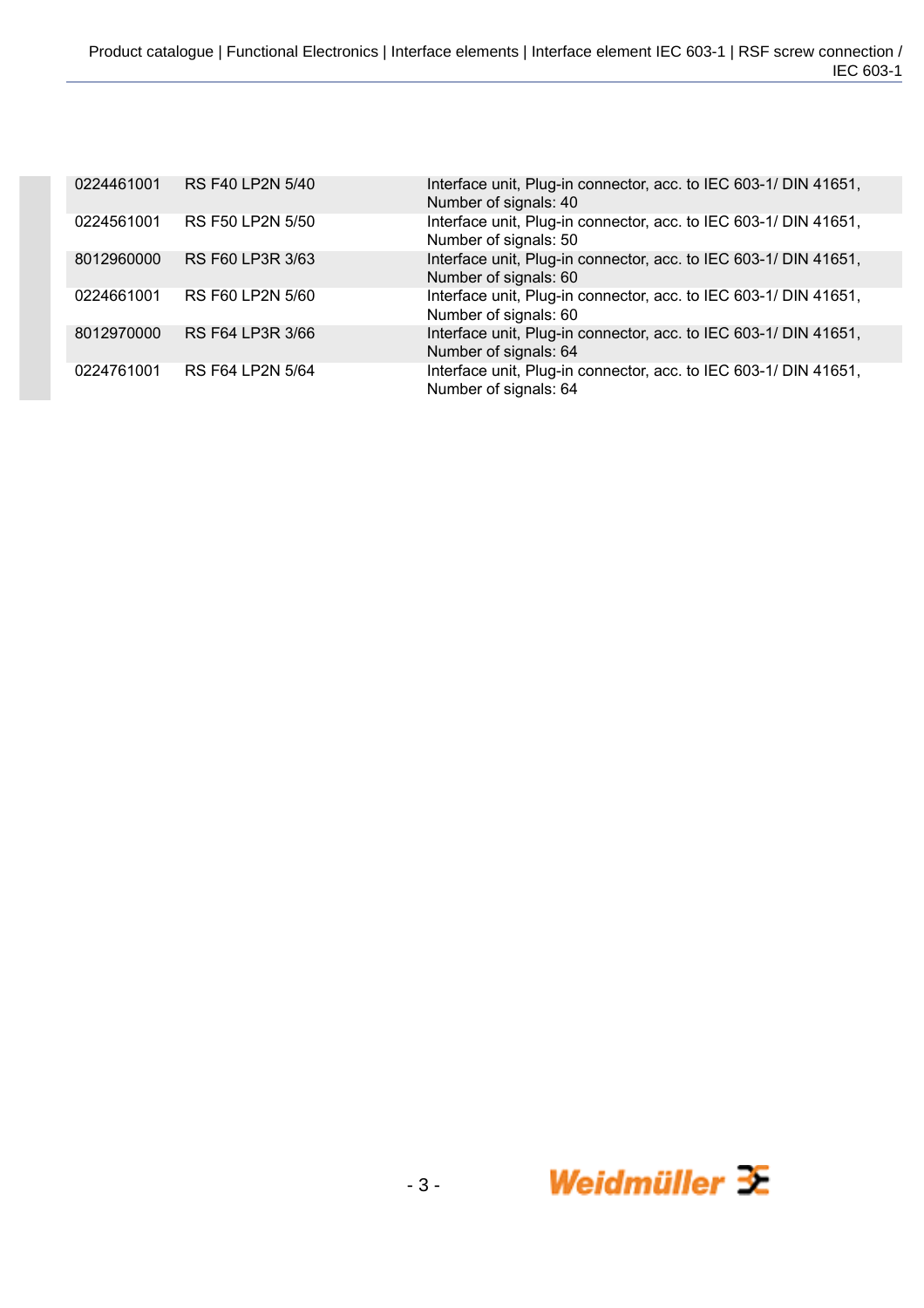| | | |
|---|---|---|
| 0224461001 | RS F40 LP2N 5/40 | Interface unit, Plug-in connector, acc. to IEC 603-1/ DIN 41651, Number of signals: 40 |
| 0224561001 | RS F50 LP2N 5/50 | Interface unit, Plug-in connector, acc. to IEC 603-1/ DIN 41651, Number of signals: 50 |
| 8012960000 | RS F60 LP3R 3/63 | Interface unit, Plug-in connector, acc. to IEC 603-1/ DIN 41651, Number of signals: 60 |
| 0224661001 | RS F60 LP2N 5/60 | Interface unit, Plug-in connector, acc. to IEC 603-1/ DIN 41651, Number of signals: 60 |
| 8012970000 | RS F64 LP3R 3/66 | Interface unit, Plug-in connector, acc. to IEC 603-1/ DIN 41651, Number of signals: 64 |
| 0224761001 | RS F64 LP2N 5/64 | Interface unit, Plug-in connector, acc. to IEC 603-1/ DIN 41651, Number of signals: 64 |